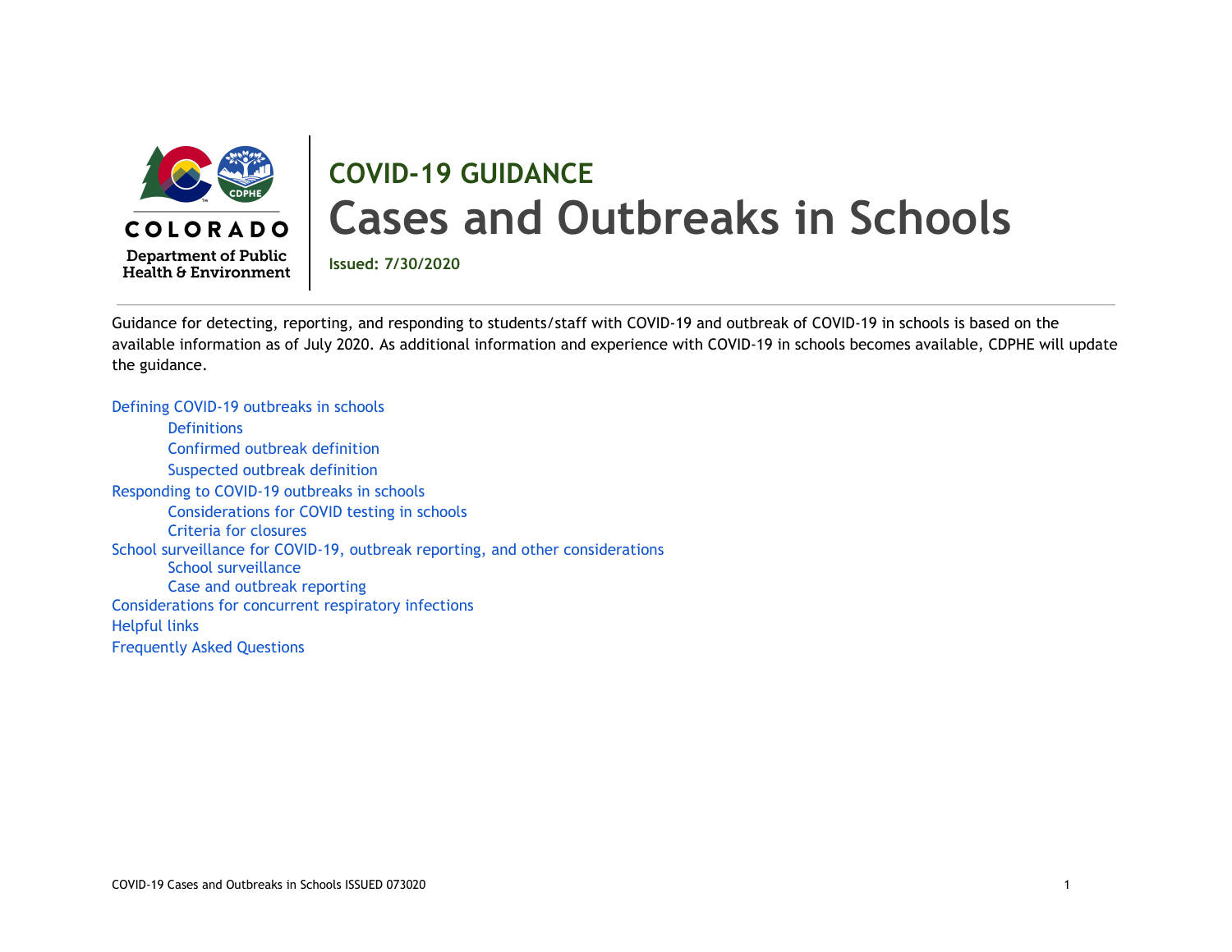COLORADO

Department of Public Health & Environment

## COVID-19 GUIDANCE

# Cases and Outbreaks in Schools

**Issued: 7/30/2020**

Guidance for detecting, reporting, and responding to students/staff with COVID-19 and outbreak of COVID-19 in schools is based on the available information as of July 2020. As additional information and experience with COVID-19 in schools becomes available, CDPHE will update the guidance.

- Defining COVID-19 outbreaks in schools
  - Definitions
  - Confirmed outbreak definition
  - Suspected outbreak definition
- Responding to COVID-19 outbreaks in schools
  - Considerations for COVID testing in schools
  - Criteria for closures
- School surveillance for COVID-19, outbreak reporting, and other considerations
  - School surveillance
  - Case and outbreak reporting
- Considerations for concurrent respiratory infections
- Helpful links
- Frequently Asked Questions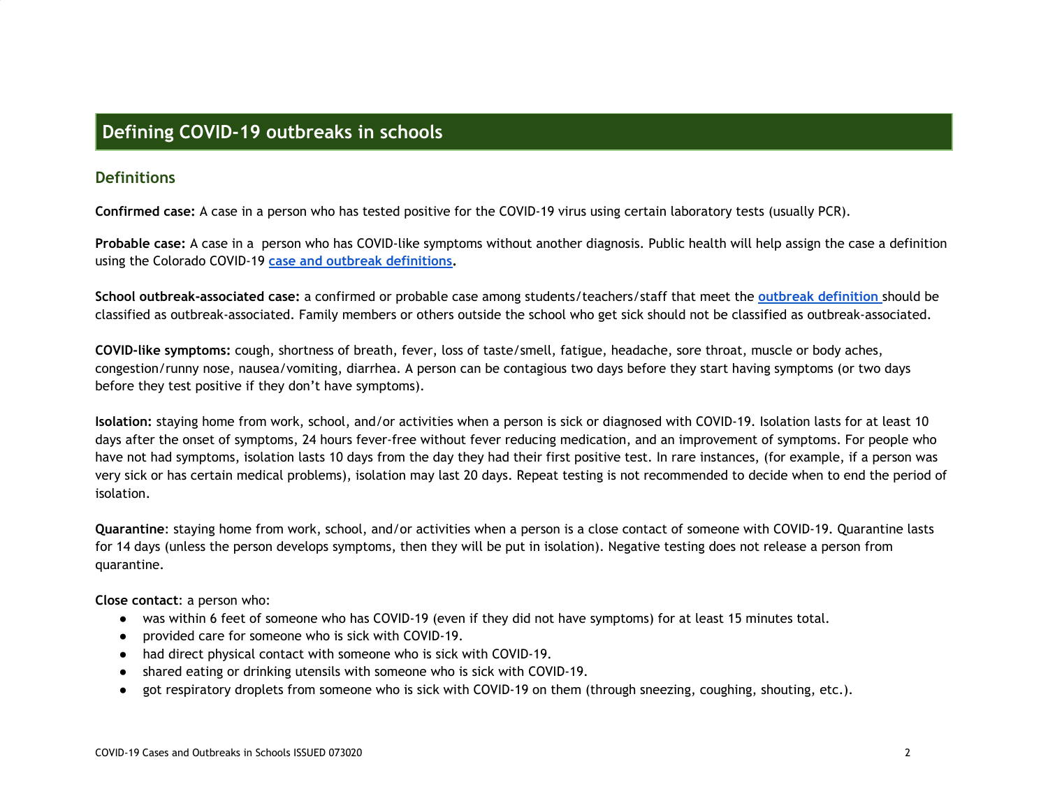# Defining COVID-19 outbreaks in schools

## Definitions

**Confirmed case:** A case in a person who has tested positive for the COVID-19 virus using certain laboratory tests (usually PCR).

**Probable case:** A case in a person who has COVID-like symptoms without another diagnosis. Public health will help assign the case a definition using the Colorado COVID-19 [case and outbreak definitions](case and outbreak definitions).

**School outbreak-associated case:** a confirmed or probable case among students/teachers/staff that meet the [outbreak definition](outbreak definition) should be classified as outbreak-associated. Family members or others outside the school who get sick should not be classified as outbreak-associated.

**COVID-like symptoms:** cough, shortness of breath, fever, loss of taste/smell, fatigue, headache, sore throat, muscle or body aches, congestion/runny nose, nausea/vomiting, diarrhea. A person can be contagious two days before they start having symptoms (or two days before they test positive if they don't have symptoms).

**Isolation:** staying home from work, school, and/or activities when a person is sick or diagnosed with COVID-19. Isolation lasts for at least 10 days after the onset of symptoms, 24 hours fever-free without fever reducing medication, and an improvement of symptoms. For people who have not had symptoms, isolation lasts 10 days from the day they had their first positive test. In rare instances, (for example, if a person was very sick or has certain medical problems), isolation may last 20 days. Repeat testing is not recommended to decide when to end the period of isolation.

**Quarantine**: staying home from work, school, and/or activities when a person is a close contact of someone with COVID-19. Quarantine lasts for 14 days (unless the person develops symptoms, then they will be put in isolation). Negative testing does not release a person from quarantine.

**Close contact**: a person who:

- was within 6 feet of someone who has COVID-19 (even if they did not have symptoms) for at least 15 minutes total.
- provided care for someone who is sick with COVID-19.
- had direct physical contact with someone who is sick with COVID-19.
- shared eating or drinking utensils with someone who is sick with COVID-19.
- got respiratory droplets from someone who is sick with COVID-19 on them (through sneezing, coughing, shouting, etc.).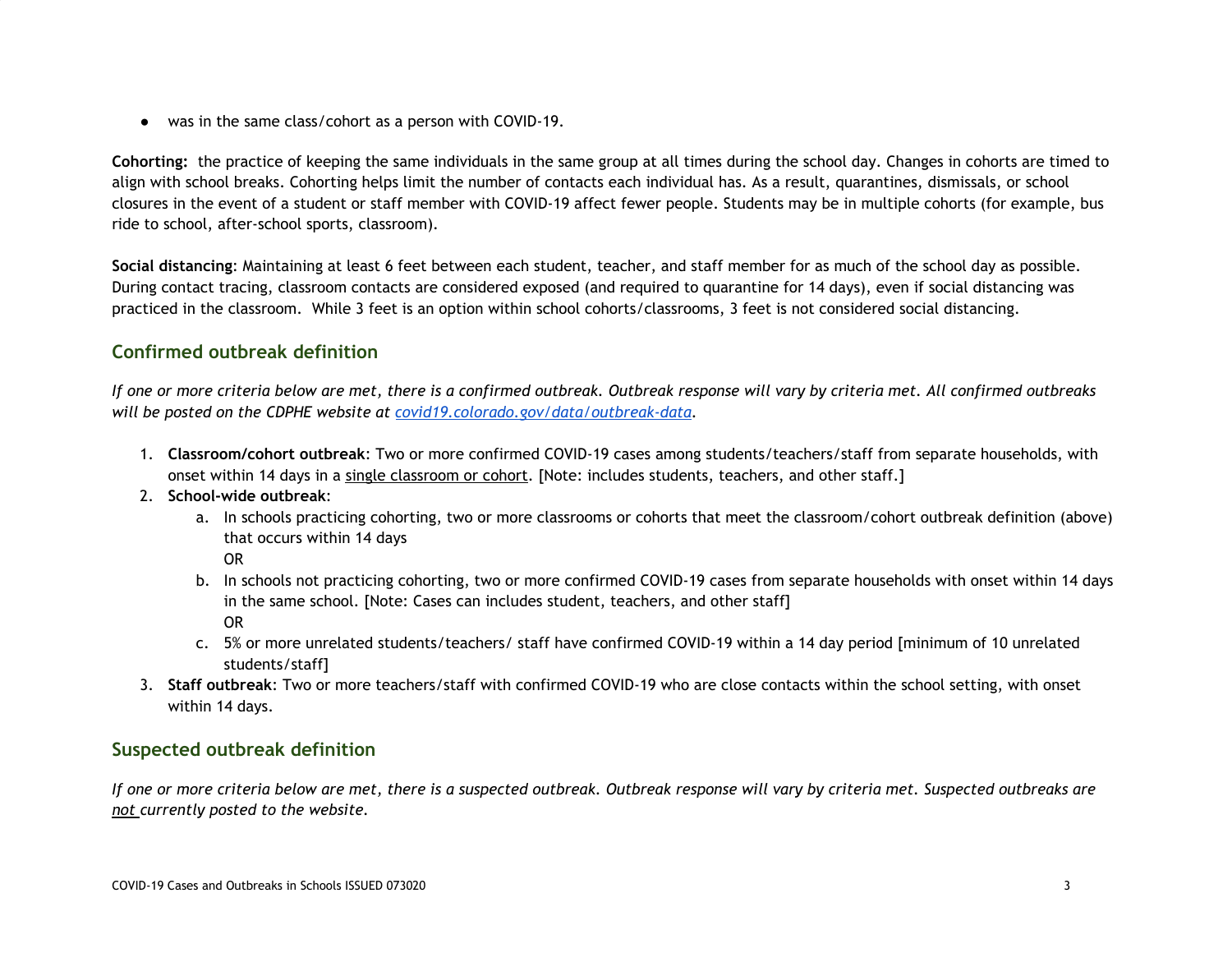- was in the same class/cohort as a person with COVID-19.

**Cohorting:** the practice of keeping the same individuals in the same group at all times during the school day. Changes in cohorts are timed to align with school breaks. Cohorting helps limit the number of contacts each individual has. As a result, quarantines, dismissals, or school closures in the event of a student or staff member with COVID-19 affect fewer people. Students may be in multiple cohorts (for example, bus ride to school, after-school sports, classroom).

**Social distancing**: Maintaining at least 6 feet between each student, teacher, and staff member for as much of the school day as possible. During contact tracing, classroom contacts are considered exposed (and required to quarantine for 14 days), even if social distancing was practiced in the classroom. While 3 feet is an option within school cohorts/classrooms, 3 feet is not considered social distancing.

## Confirmed outbreak definition

*If one or more criteria below are met, there is a confirmed outbreak. Outbreak response will vary by criteria met. All confirmed outbreaks will be posted on the CDPHE website at [covid19.colorado.gov/data/outbreak-data](covid19.colorado.gov/data/outbreak-data).*

1. **Classroom/cohort outbreak**: Two or more confirmed COVID-19 cases among students/teachers/staff from separate households, with onset within 14 days in a single classroom or cohort. [Note: includes students, teachers, and other staff.]
2. **School-wide outbreak**:
   a. In schools practicing cohorting, two or more classrooms or cohorts that meet the classroom/cohort outbreak definition (above) that occurs within 14 days
   OR
   b. In schools not practicing cohorting, two or more confirmed COVID-19 cases from separate households with onset within 14 days in the same school. [Note: Cases can includes student, teachers, and other staff]
   OR
   c. 5% or more unrelated students/teachers/ staff have confirmed COVID-19 within a 14 day period [minimum of 10 unrelated students/staff]
3. **Staff outbreak**: Two or more teachers/staff with confirmed COVID-19 who are close contacts within the school setting, with onset within 14 days.

## Suspected outbreak definition

*If one or more criteria below are met, there is a suspected outbreak. Outbreak response will vary by criteria met. Suspected outbreaks are not currently posted to the website.*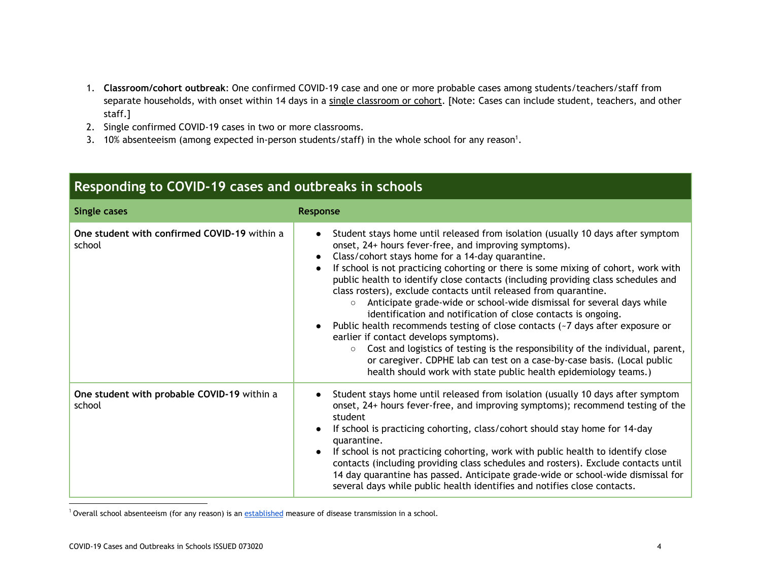1. **Classroom/cohort outbreak**: One confirmed COVID-19 case and one or more probable cases among students/teachers/staff from separate households, with onset within 14 days in a single classroom or cohort. [Note: Cases can include student, teachers, and other staff.]
2. Single confirmed COVID-19 cases in two or more classrooms.
3. 10% absenteeism (among expected in-person students/staff) in the whole school for any reason[1].

## Responding to COVID-19 cases and outbreaks in schools

| Single cases | Response |
|---|---|
| **One student with confirmed COVID-19** within a school | • Student stays home until released from isolation (usually 10 days after symptom onset, 24+ hours fever-free, and improving symptoms).<br>• Class/cohort stays home for a 14-day quarantine.<br>• If school is not practicing cohorting or there is some mixing of cohort, work with public health to identify close contacts (including providing class schedules and class rosters), exclude contacts until released from quarantine.<br>&nbsp;&nbsp;&nbsp;&nbsp;○ Anticipate grade-wide or school-wide dismissal for several days while identification and notification of close contacts is ongoing.<br>• Public health recommends testing of close contacts (~7 days after exposure or earlier if contact develops symptoms).<br>&nbsp;&nbsp;&nbsp;&nbsp;○ Cost and logistics of testing is the responsibility of the individual, parent, or caregiver. CDPHE lab can test on a case-by-case basis. (Local public health should work with state public health epidemiology teams.) |
| **One student with probable COVID-19** within a school | • Student stays home until released from isolation (usually 10 days after symptom onset, 24+ hours fever-free, and improving symptoms); recommend testing of the student<br>• If school is practicing cohorting, class/cohort should stay home for 14-day quarantine.<br>• If school is not practicing cohorting, work with public health to identify close contacts (including providing class schedules and rosters). Exclude contacts until 14 day quarantine has passed. Anticipate grade-wide or school-wide dismissal for several days while public health identifies and notifies close contacts. |

[1] Overall school absenteeism (for any reason) is an established measure of disease transmission in a school.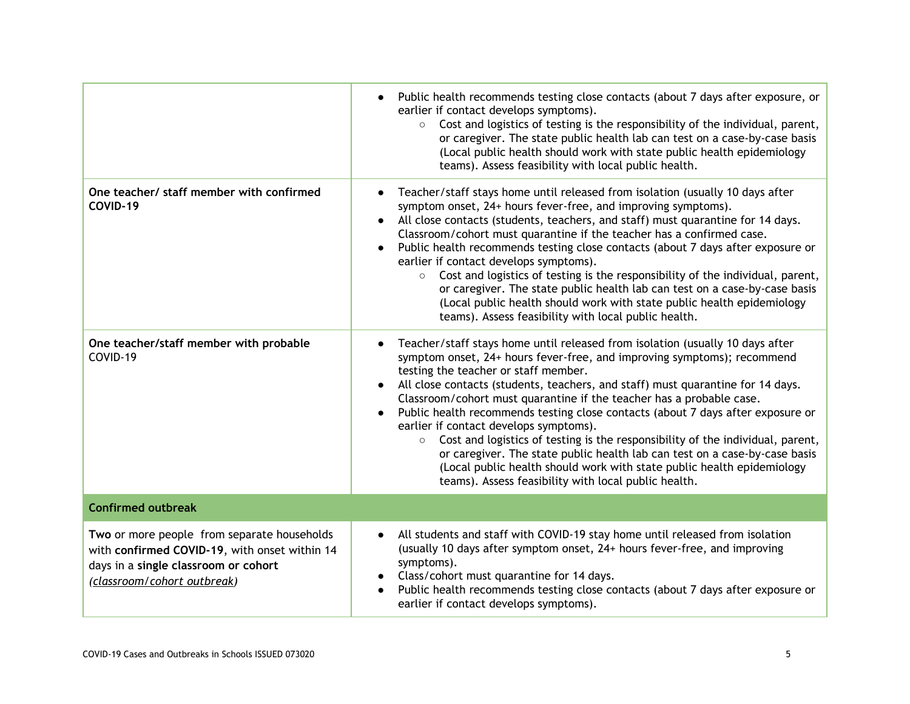| | |
|---|---|
| | • Public health recommends testing close contacts (about 7 days after exposure, or earlier if contact develops symptoms).<br>  ○ Cost and logistics of testing is the responsibility of the individual, parent, or caregiver. The state public health lab can test on a case-by-case basis (Local public health should work with state public health epidemiology teams). Assess feasibility with local public health. |
| **One teacher/ staff member with confirmed COVID-19** | • Teacher/staff stays home until released from isolation (usually 10 days after symptom onset, 24+ hours fever-free, and improving symptoms).<br>• All close contacts (students, teachers, and staff) must quarantine for 14 days. Classroom/cohort must quarantine if the teacher has a confirmed case.<br>• Public health recommends testing close contacts (about 7 days after exposure or earlier if contact develops symptoms).<br>  ○ Cost and logistics of testing is the responsibility of the individual, parent, or caregiver. The state public health lab can test on a case-by-case basis (Local public health should work with state public health epidemiology teams). Assess feasibility with local public health. |
| **One teacher/staff member with probable** COVID-19 | • Teacher/staff stays home until released from isolation (usually 10 days after symptom onset, 24+ hours fever-free, and improving symptoms); recommend testing the teacher or staff member.<br>• All close contacts (students, teachers, and staff) must quarantine for 14 days. Classroom/cohort must quarantine if the teacher has a probable case.<br>• Public health recommends testing close contacts (about 7 days after exposure or earlier if contact develops symptoms).<br>  ○ Cost and logistics of testing is the responsibility of the individual, parent, or caregiver. The state public health lab can test on a case-by-case basis (Local public health should work with state public health epidemiology teams). Assess feasibility with local public health. |
| **Confirmed outbreak** | |
| **Two** or more people from separate households with **confirmed COVID-19**, with onset within 14 days in a **single classroom or cohort** *(classroom/cohort outbreak)* | • All students and staff with COVID-19 stay home until released from isolation (usually 10 days after symptom onset, 24+ hours fever-free, and improving symptoms).<br>• Class/cohort must quarantine for 14 days.<br>• Public health recommends testing close contacts (about 7 days after exposure or earlier if contact develops symptoms). |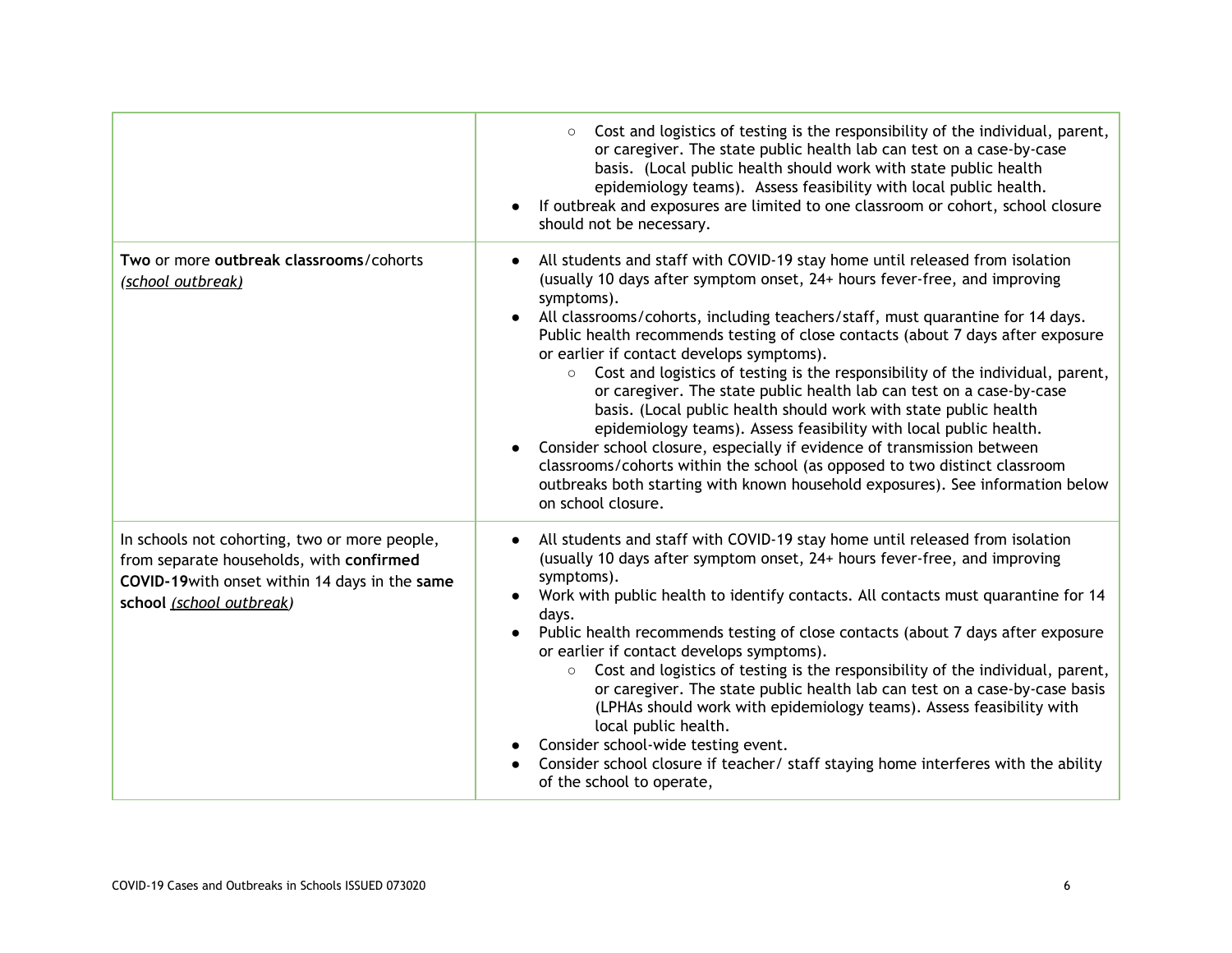| | |
|---|---|
| | ○ Cost and logistics of testing is the responsibility of the individual, parent, or caregiver. The state public health lab can test on a case-by-case basis. (Local public health should work with state public health epidemiology teams). Assess feasibility with local public health.<br>● If outbreak and exposures are limited to one classroom or cohort, school closure should not be necessary. |
| **Two** or more **outbreak classrooms**/cohorts *(school outbreak)* | ● All students and staff with COVID-19 stay home until released from isolation (usually 10 days after symptom onset, 24+ hours fever-free, and improving symptoms).<br>● All classrooms/cohorts, including teachers/staff, must quarantine for 14 days. Public health recommends testing of close contacts (about 7 days after exposure or earlier if contact develops symptoms).<br>○ Cost and logistics of testing is the responsibility of the individual, parent, or caregiver. The state public health lab can test on a case-by-case basis. (Local public health should work with state public health epidemiology teams). Assess feasibility with local public health.<br>● Consider school closure, especially if evidence of transmission between classrooms/cohorts within the school (as opposed to two distinct classroom outbreaks both starting with known household exposures). See information below on school closure. |
| In schools not cohorting, two or more people, from separate households, with **confirmed COVID-19**with onset within 14 days in the **same school** *(school outbreak)* | ● All students and staff with COVID-19 stay home until released from isolation (usually 10 days after symptom onset, 24+ hours fever-free, and improving symptoms).<br>● Work with public health to identify contacts. All contacts must quarantine for 14 days.<br>● Public health recommends testing of close contacts (about 7 days after exposure or earlier if contact develops symptoms).<br>○ Cost and logistics of testing is the responsibility of the individual, parent, or caregiver. The state public health lab can test on a case-by-case basis (LPHAs should work with epidemiology teams). Assess feasibility with local public health.<br>● Consider school-wide testing event.<br>● Consider school closure if teacher/ staff staying home interferes with the ability of the school to operate, |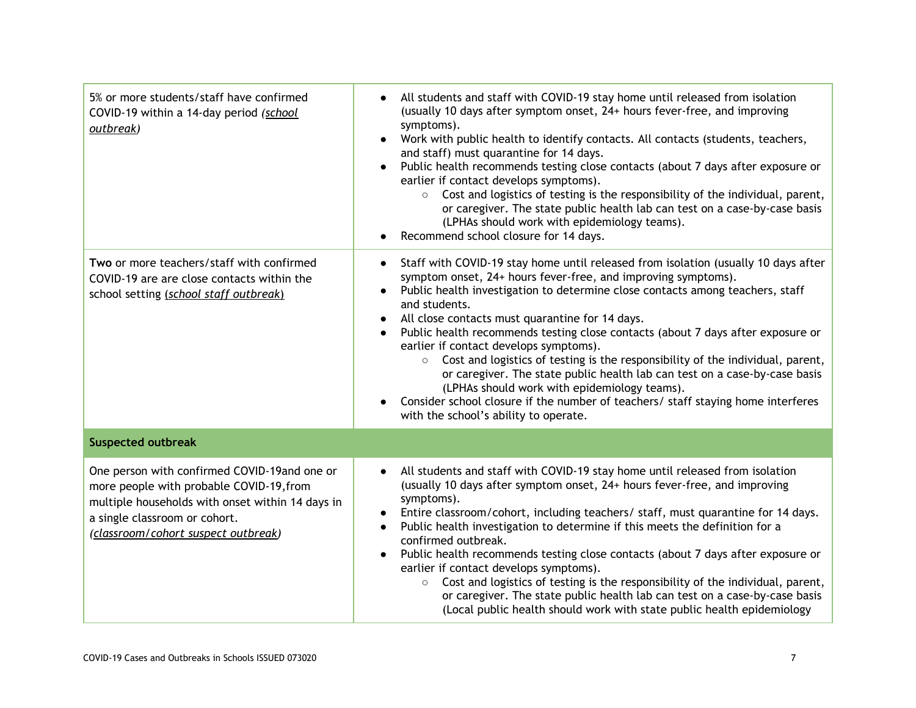| | |
|---|---|
| 5% or more students/staff have confirmed COVID-19 within a 14-day period *(school outbreak)* | • All students and staff with COVID-19 stay home until released from isolation (usually 10 days after symptom onset, 24+ hours fever-free, and improving symptoms).<br>• Work with public health to identify contacts. All contacts (students, teachers, and staff) must quarantine for 14 days.<br>• Public health recommends testing close contacts (about 7 days after exposure or earlier if contact develops symptoms).<br>    ○ Cost and logistics of testing is the responsibility of the individual, parent, or caregiver. The state public health lab can test on a case-by-case basis (LPHAs should work with epidemiology teams).<br>• Recommend school closure for 14 days. |
| **Two** or more teachers/staff with confirmed COVID-19 are are close contacts within the school setting (*school staff outbreak*) | • Staff with COVID-19 stay home until released from isolation (usually 10 days after symptom onset, 24+ hours fever-free, and improving symptoms).<br>• Public health investigation to determine close contacts among teachers, staff and students.<br>• All close contacts must quarantine for 14 days.<br>• Public health recommends testing close contacts (about 7 days after exposure or earlier if contact develops symptoms).<br>    ○ Cost and logistics of testing is the responsibility of the individual, parent, or caregiver. The state public health lab can test on a case-by-case basis (LPHAs should work with epidemiology teams).<br>• Consider school closure if the number of teachers/ staff staying home interferes with the school's ability to operate. |
| **Suspected outbreak** | |
| One person with confirmed COVID-19and one or more people with probable COVID-19,from multiple households with onset within 14 days in a single classroom or cohort. *(classroom/cohort suspect outbreak)* | • All students and staff with COVID-19 stay home until released from isolation (usually 10 days after symptom onset, 24+ hours fever-free, and improving symptoms).<br>• Entire classroom/cohort, including teachers/ staff, must quarantine for 14 days.<br>• Public health investigation to determine if this meets the definition for a confirmed outbreak.<br>• Public health recommends testing close contacts (about 7 days after exposure or earlier if contact develops symptoms).<br>    ○ Cost and logistics of testing is the responsibility of the individual, parent, or caregiver. The state public health lab can test on a case-by-case basis (Local public health should work with state public health epidemiology |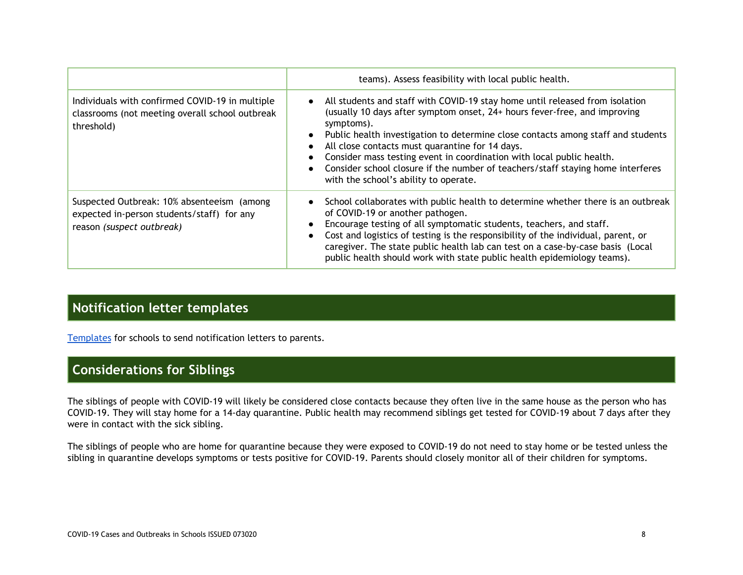|  |  |
|---|---|
|  | teams). Assess feasibility with local public health. |
| Individuals with confirmed COVID-19 in multiple classrooms (not meeting overall school outbreak threshold) | • All students and staff with COVID-19 stay home until released from isolation (usually 10 days after symptom onset, 24+ hours fever-free, and improving symptoms).<br>• Public health investigation to determine close contacts among staff and students<br>• All close contacts must quarantine for 14 days.<br>• Consider mass testing event in coordination with local public health.<br>• Consider school closure if the number of teachers/staff staying home interferes with the school's ability to operate. |
| Suspected Outbreak: 10% absenteeism (among expected in-person students/staff) for any reason *(suspect outbreak)* | • School collaborates with public health to determine whether there is an outbreak of COVID-19 or another pathogen.<br>• Encourage testing of all symptomatic students, teachers, and staff.<br>• Cost and logistics of testing is the responsibility of the individual, parent, or caregiver. The state public health lab can test on a case-by-case basis (Local public health should work with state public health epidemiology teams). |

## Notification letter templates

Templates for schools to send notification letters to parents.

## Considerations for Siblings

The siblings of people with COVID-19 will likely be considered close contacts because they often live in the same house as the person who has COVID-19. They will stay home for a 14-day quarantine. Public health may recommend siblings get tested for COVID-19 about 7 days after they were in contact with the sick sibling.

The siblings of people who are home for quarantine because they were exposed to COVID-19 do not need to stay home or be tested unless the sibling in quarantine develops symptoms or tests positive for COVID-19. Parents should closely monitor all of their children for symptoms.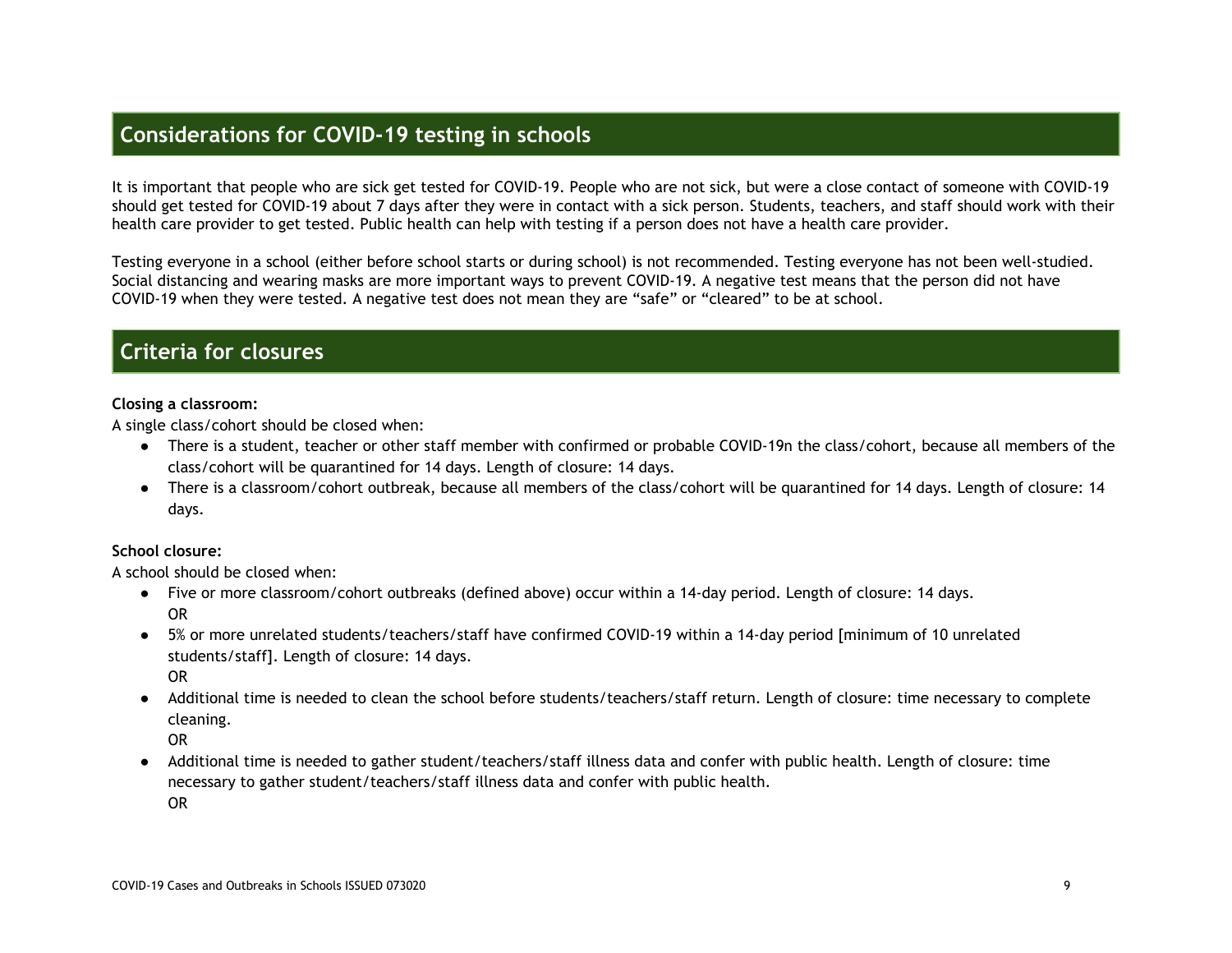## Considerations for COVID-19 testing in schools

It is important that people who are sick get tested for COVID-19. People who are not sick, but were a close contact of someone with COVID-19 should get tested for COVID-19 about 7 days after they were in contact with a sick person. Students, teachers, and staff should work with their health care provider to get tested. Public health can help with testing if a person does not have a health care provider.

Testing everyone in a school (either before school starts or during school) is not recommended. Testing everyone has not been well-studied. Social distancing and wearing masks are more important ways to prevent COVID-19. A negative test means that the person did not have COVID-19 when they were tested. A negative test does not mean they are "safe" or "cleared" to be at school.

## Criteria for closures

**Closing a classroom:**

A single class/cohort should be closed when:

- There is a student, teacher or other staff member with confirmed or probable COVID-19n the class/cohort, because all members of the class/cohort will be quarantined for 14 days. Length of closure: 14 days.
- There is a classroom/cohort outbreak, because all members of the class/cohort will be quarantined for 14 days. Length of closure: 14 days.

**School closure:**

A school should be closed when:

- Five or more classroom/cohort outbreaks (defined above) occur within a 14-day period. Length of closure: 14 days.
  OR
- 5% or more unrelated students/teachers/staff have confirmed COVID-19 within a 14-day period [minimum of 10 unrelated students/staff]. Length of closure: 14 days.
  OR
- Additional time is needed to clean the school before students/teachers/staff return. Length of closure: time necessary to complete cleaning.
  OR
- Additional time is needed to gather student/teachers/staff illness data and confer with public health. Length of closure: time necessary to gather student/teachers/staff illness data and confer with public health.
  OR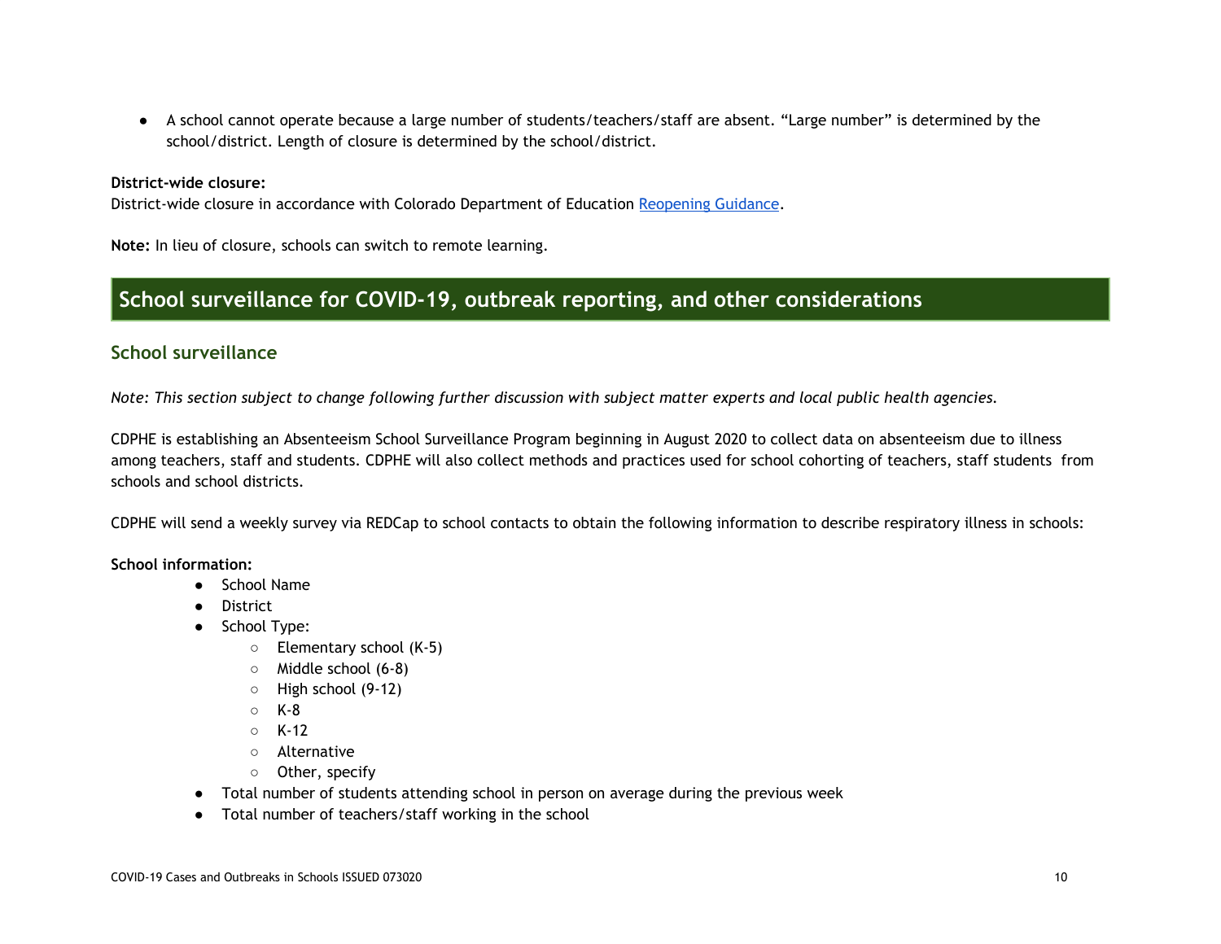- A school cannot operate because a large number of students/teachers/staff are absent. "Large number" is determined by the school/district. Length of closure is determined by the school/district.

**District-wide closure:**
District-wide closure in accordance with Colorado Department of Education [Reopening Guidance](Reopening Guidance).

**Note:** In lieu of closure, schools can switch to remote learning.

## School surveillance for COVID-19, outbreak reporting, and other considerations

### School surveillance

*Note: This section subject to change following further discussion with subject matter experts and local public health agencies.*

CDPHE is establishing an Absenteeism School Surveillance Program beginning in August 2020 to collect data on absenteeism due to illness among teachers, staff and students. CDPHE will also collect methods and practices used for school cohorting of teachers, staff students from schools and school districts.

CDPHE will send a weekly survey via REDCap to school contacts to obtain the following information to describe respiratory illness in schools:

**School information:**

- School Name
- District
- School Type:
  - Elementary school (K-5)
  - Middle school (6-8)
  - High school (9-12)
  - K-8
  - K-12
  - Alternative
  - Other, specify
- Total number of students attending school in person on average during the previous week
- Total number of teachers/staff working in the school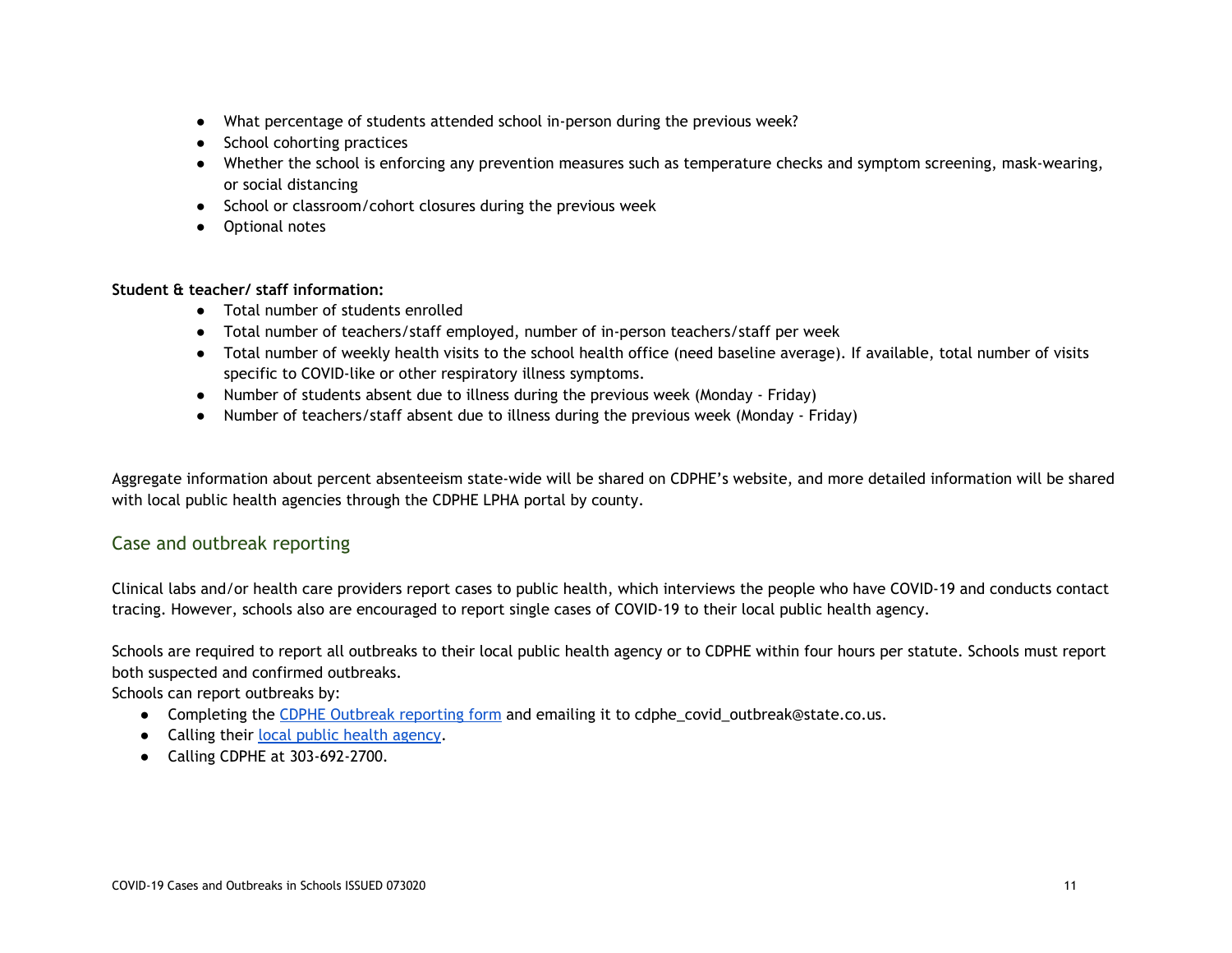- What percentage of students attended school in-person during the previous week?
- School cohorting practices
- Whether the school is enforcing any prevention measures such as temperature checks and symptom screening, mask-wearing, or social distancing
- School or classroom/cohort closures during the previous week
- Optional notes

**Student & teacher/ staff information:**

- Total number of students enrolled
- Total number of teachers/staff employed, number of in-person teachers/staff per week
- Total number of weekly health visits to the school health office (need baseline average). If available, total number of visits specific to COVID-like or other respiratory illness symptoms.
- Number of students absent due to illness during the previous week (Monday - Friday)
- Number of teachers/staff absent due to illness during the previous week (Monday - Friday)

Aggregate information about percent absenteeism state-wide will be shared on CDPHE's website, and more detailed information will be shared with local public health agencies through the CDPHE LPHA portal by county.

## Case and outbreak reporting

Clinical labs and/or health care providers report cases to public health, which interviews the people who have COVID-19 and conducts contact tracing. However, schools also are encouraged to report single cases of COVID-19 to their local public health agency.

Schools are required to report all outbreaks to their local public health agency or to CDPHE within four hours per statute. Schools must report both suspected and confirmed outbreaks.

Schools can report outbreaks by:

- Completing the CDPHE Outbreak reporting form and emailing it to cdphe_covid_outbreak@state.co.us.
- Calling their local public health agency.
- Calling CDPHE at 303-692-2700.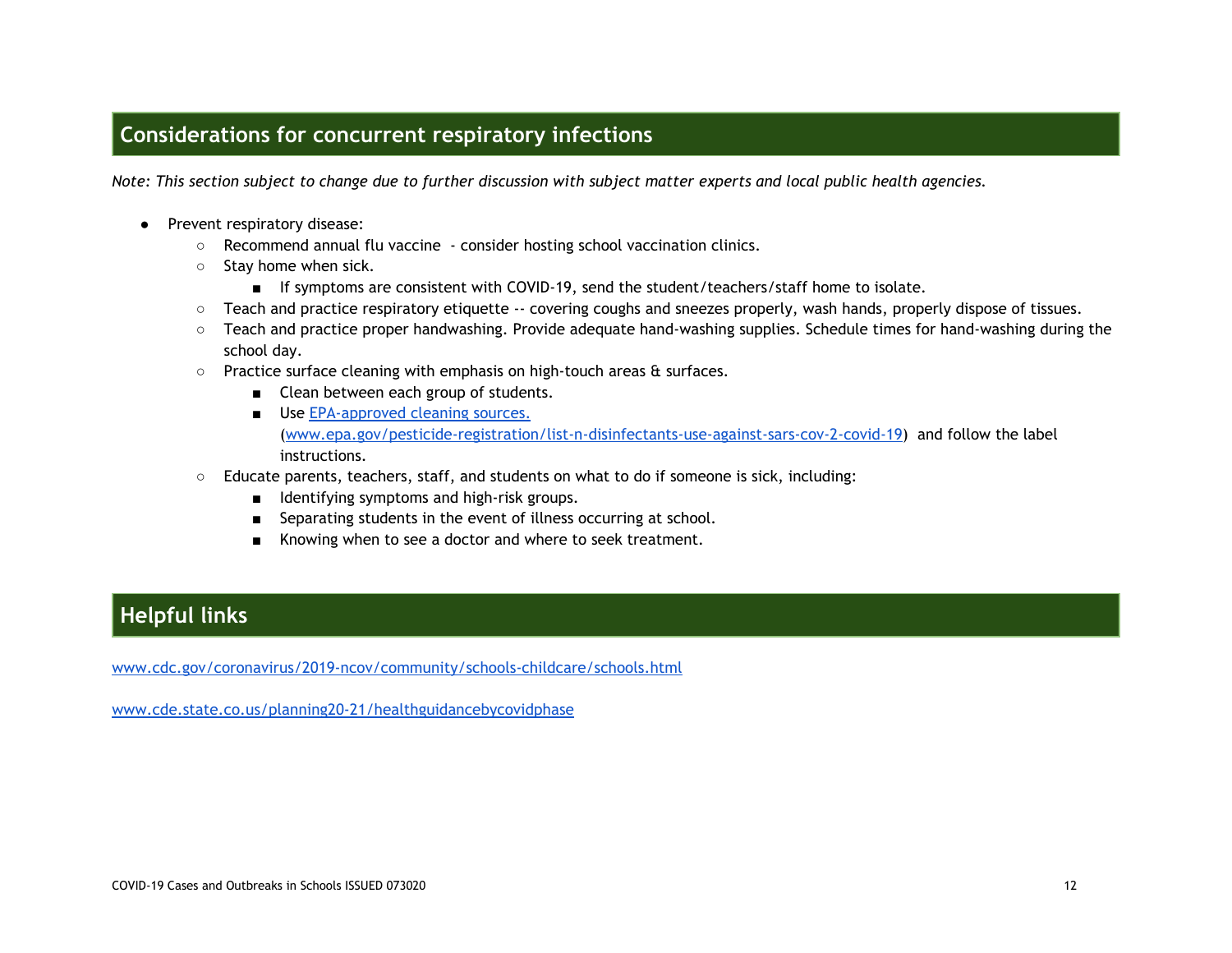## Considerations for concurrent respiratory infections

*Note: This section subject to change due to further discussion with subject matter experts and local public health agencies.*

- Prevent respiratory disease:
  - Recommend annual flu vaccine - consider hosting school vaccination clinics.
  - Stay home when sick.
    - If symptoms are consistent with COVID-19, send the student/teachers/staff home to isolate.
  - Teach and practice respiratory etiquette -- covering coughs and sneezes properly, wash hands, properly dispose of tissues.
  - Teach and practice proper handwashing. Provide adequate hand-washing supplies. Schedule times for hand-washing during the school day.
  - Practice surface cleaning with emphasis on high-touch areas & surfaces.
    - Clean between each group of students.
    - Use [EPA-approved cleaning sources.](www.epa.gov/pesticide-registration/list-n-disinfectants-use-against-sars-cov-2-covid-19) (www.epa.gov/pesticide-registration/list-n-disinfectants-use-against-sars-cov-2-covid-19) and follow the label instructions.
  - Educate parents, teachers, staff, and students on what to do if someone is sick, including:
    - Identifying symptoms and high-risk groups.
    - Separating students in the event of illness occurring at school.
    - Knowing when to see a doctor and where to seek treatment.

## Helpful links

www.cdc.gov/coronavirus/2019-ncov/community/schools-childcare/schools.html

www.cde.state.co.us/planning20-21/healthguidancebycovidphase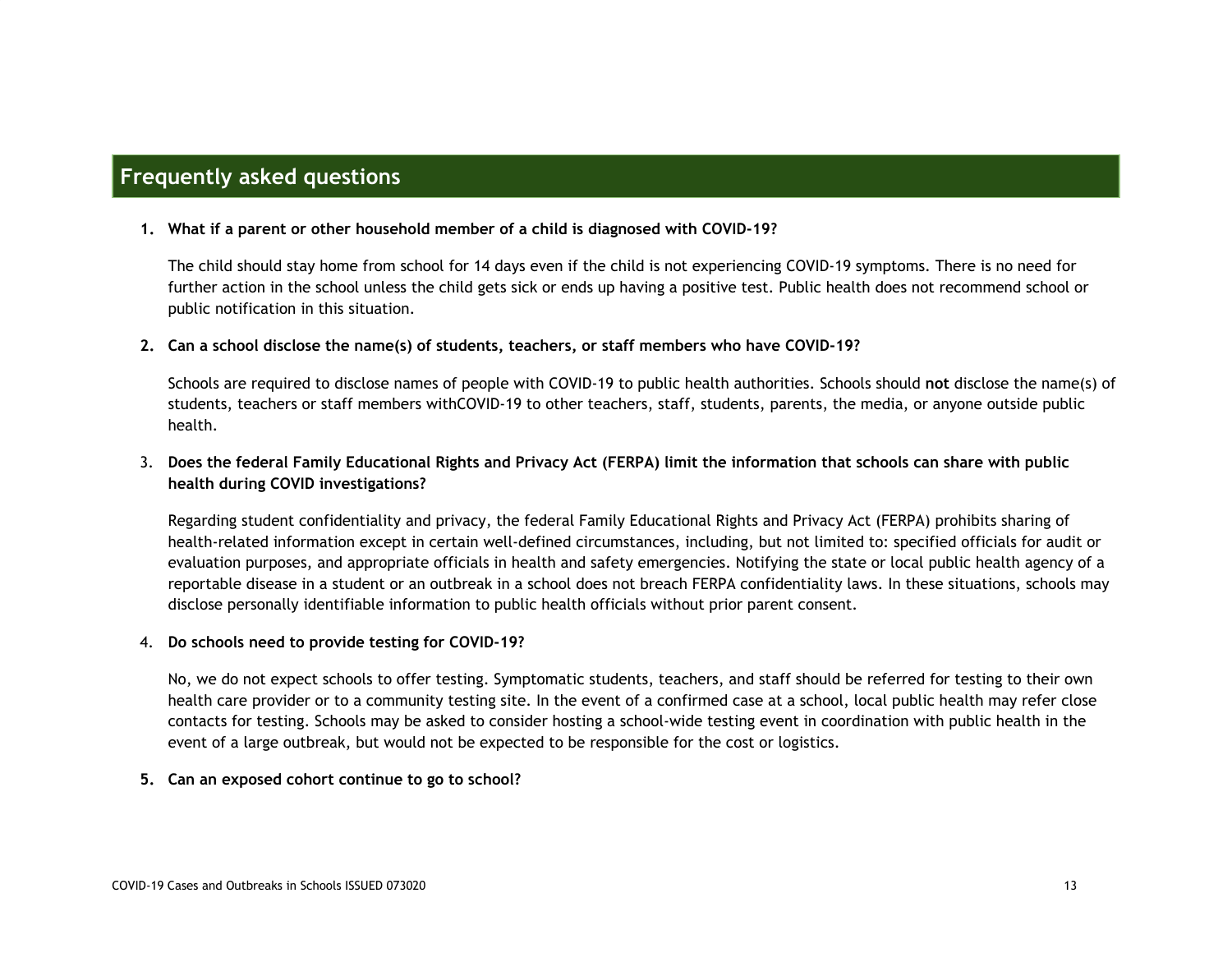## Frequently asked questions

1. **What if a parent or other household member of a child is diagnosed with COVID-19?**

   The child should stay home from school for 14 days even if the child is not experiencing COVID-19 symptoms. There is no need for further action in the school unless the child gets sick or ends up having a positive test. Public health does not recommend school or public notification in this situation.

2. **Can a school disclose the name(s) of students, teachers, or staff members who have COVID-19?**

   Schools are required to disclose names of people with COVID-19 to public health authorities. Schools should **not** disclose the name(s) of students, teachers or staff members withCOVID-19 to other teachers, staff, students, parents, the media, or anyone outside public health.

3. **Does the federal Family Educational Rights and Privacy Act (FERPA) limit the information that schools can share with public health during COVID investigations?**

   Regarding student confidentiality and privacy, the federal Family Educational Rights and Privacy Act (FERPA) prohibits sharing of health-related information except in certain well-defined circumstances, including, but not limited to: specified officials for audit or evaluation purposes, and appropriate officials in health and safety emergencies. Notifying the state or local public health agency of a reportable disease in a student or an outbreak in a school does not breach FERPA confidentiality laws. In these situations, schools may disclose personally identifiable information to public health officials without prior parent consent.

4. **Do schools need to provide testing for COVID-19?**

   No, we do not expect schools to offer testing. Symptomatic students, teachers, and staff should be referred for testing to their own health care provider or to a community testing site. In the event of a confirmed case at a school, local public health may refer close contacts for testing. Schools may be asked to consider hosting a school-wide testing event in coordination with public health in the event of a large outbreak, but would not be expected to be responsible for the cost or logistics.

5. **Can an exposed cohort continue to go to school?**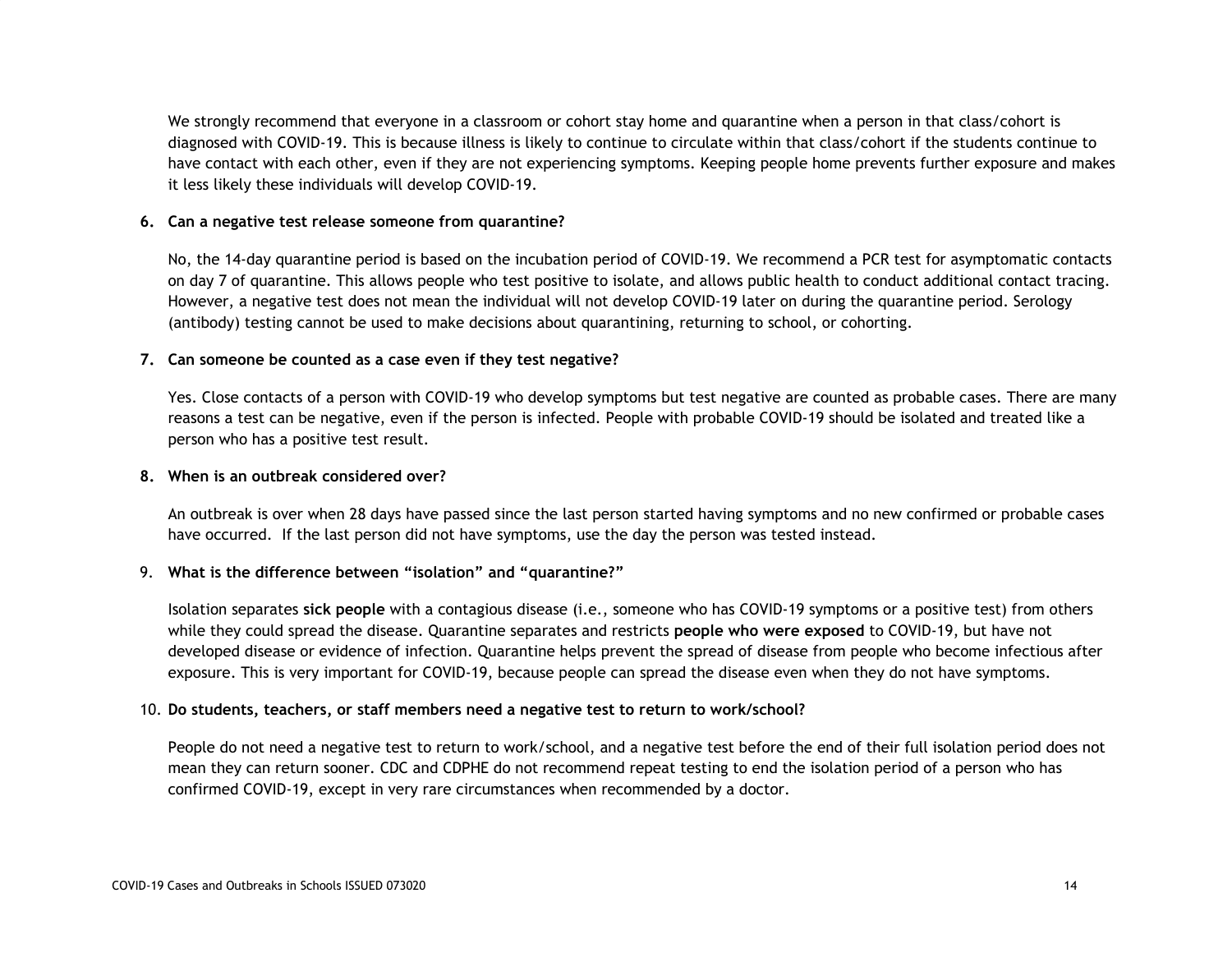We strongly recommend that everyone in a classroom or cohort stay home and quarantine when a person in that class/cohort is diagnosed with COVID-19. This is because illness is likely to continue to circulate within that class/cohort if the students continue to have contact with each other, even if they are not experiencing symptoms. Keeping people home prevents further exposure and makes it less likely these individuals will develop COVID-19.

6. **Can a negative test release someone from quarantine?**

   No, the 14-day quarantine period is based on the incubation period of COVID-19. We recommend a PCR test for asymptomatic contacts on day 7 of quarantine. This allows people who test positive to isolate, and allows public health to conduct additional contact tracing. However, a negative test does not mean the individual will not develop COVID-19 later on during the quarantine period. Serology (antibody) testing cannot be used to make decisions about quarantining, returning to school, or cohorting.

7. **Can someone be counted as a case even if they test negative?**

   Yes. Close contacts of a person with COVID-19 who develop symptoms but test negative are counted as probable cases. There are many reasons a test can be negative, even if the person is infected. People with probable COVID-19 should be isolated and treated like a person who has a positive test result.

8. **When is an outbreak considered over?**

   An outbreak is over when 28 days have passed since the last person started having symptoms and no new confirmed or probable cases have occurred. If the last person did not have symptoms, use the day the person was tested instead.

9. **What is the difference between "isolation" and "quarantine?"**

   Isolation separates **sick people** with a contagious disease (i.e., someone who has COVID-19 symptoms or a positive test) from others while they could spread the disease. Quarantine separates and restricts **people who were exposed** to COVID-19, but have not developed disease or evidence of infection. Quarantine helps prevent the spread of disease from people who become infectious after exposure. This is very important for COVID-19, because people can spread the disease even when they do not have symptoms.

10. **Do students, teachers, or staff members need a negative test to return to work/school?**

    People do not need a negative test to return to work/school, and a negative test before the end of their full isolation period does not mean they can return sooner. CDC and CDPHE do not recommend repeat testing to end the isolation period of a person who has confirmed COVID-19, except in very rare circumstances when recommended by a doctor.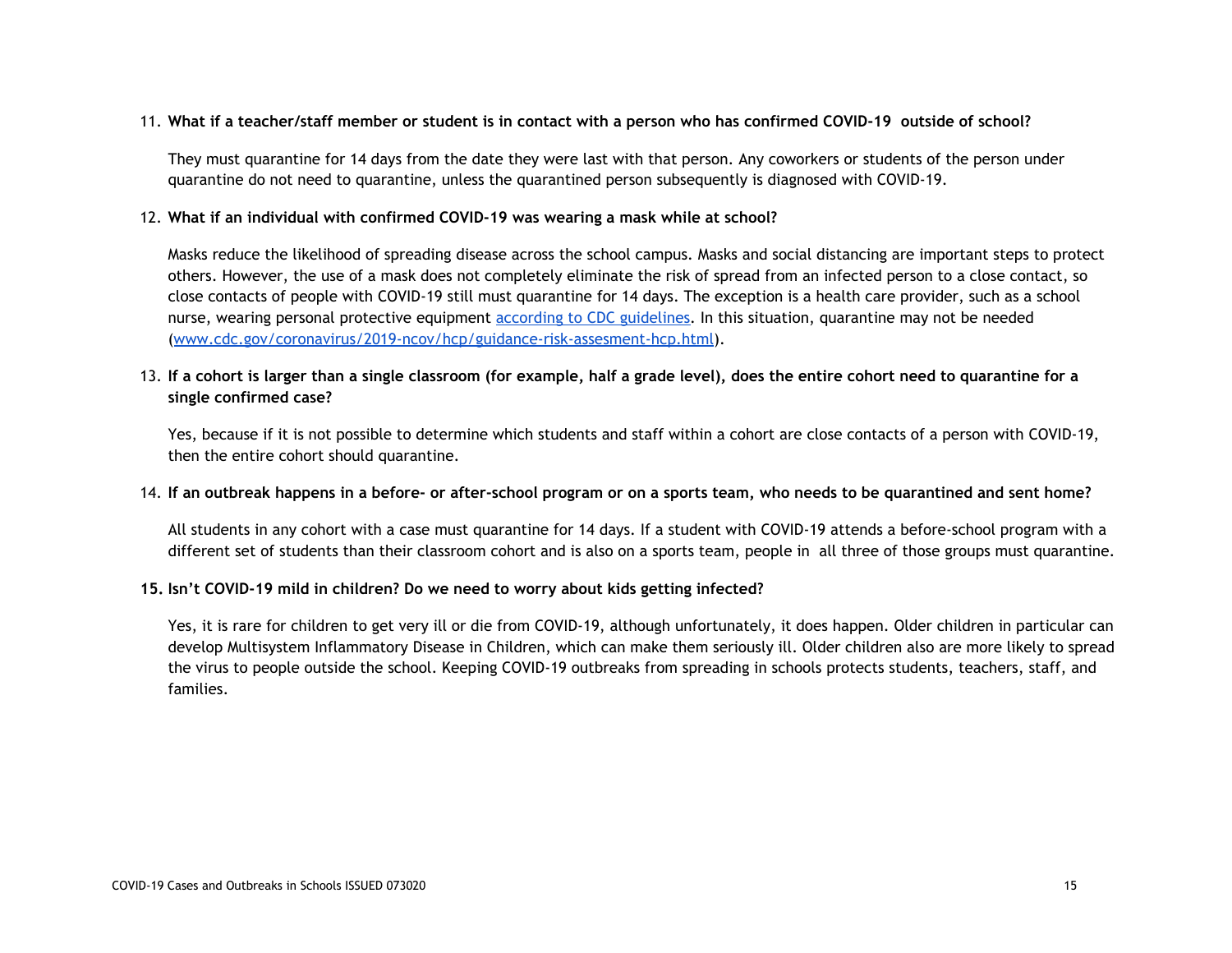11. **What if a teacher/staff member or student is in contact with a person who has confirmed COVID-19 outside of school?**

    They must quarantine for 14 days from the date they were last with that person. Any coworkers or students of the person under quarantine do not need to quarantine, unless the quarantined person subsequently is diagnosed with COVID-19.

12. **What if an individual with confirmed COVID-19 was wearing a mask while at school?**

    Masks reduce the likelihood of spreading disease across the school campus. Masks and social distancing are important steps to protect others. However, the use of a mask does not completely eliminate the risk of spread from an infected person to a close contact, so close contacts of people with COVID-19 still must quarantine for 14 days. The exception is a health care provider, such as a school nurse, wearing personal protective equipment [according to CDC guidelines](www.cdc.gov/coronavirus/2019-ncov/hcp/guidance-risk-assesment-hcp.html). In this situation, quarantine may not be needed ([www.cdc.gov/coronavirus/2019-ncov/hcp/guidance-risk-assesment-hcp.html](www.cdc.gov/coronavirus/2019-ncov/hcp/guidance-risk-assesment-hcp.html)).

13. **If a cohort is larger than a single classroom (for example, half a grade level), does the entire cohort need to quarantine for a single confirmed case?**

    Yes, because if it is not possible to determine which students and staff within a cohort are close contacts of a person with COVID-19, then the entire cohort should quarantine.

14. **If an outbreak happens in a before- or after-school program or on a sports team, who needs to be quarantined and sent home?**

    All students in any cohort with a case must quarantine for 14 days. If a student with COVID-19 attends a before-school program with a different set of students than their classroom cohort and is also on a sports team, people in all three of those groups must quarantine.

15. **Isn't COVID-19 mild in children? Do we need to worry about kids getting infected?**

    Yes, it is rare for children to get very ill or die from COVID-19, although unfortunately, it does happen. Older children in particular can develop Multisystem Inflammatory Disease in Children, which can make them seriously ill. Older children also are more likely to spread the virus to people outside the school. Keeping COVID-19 outbreaks from spreading in schools protects students, teachers, staff, and families.